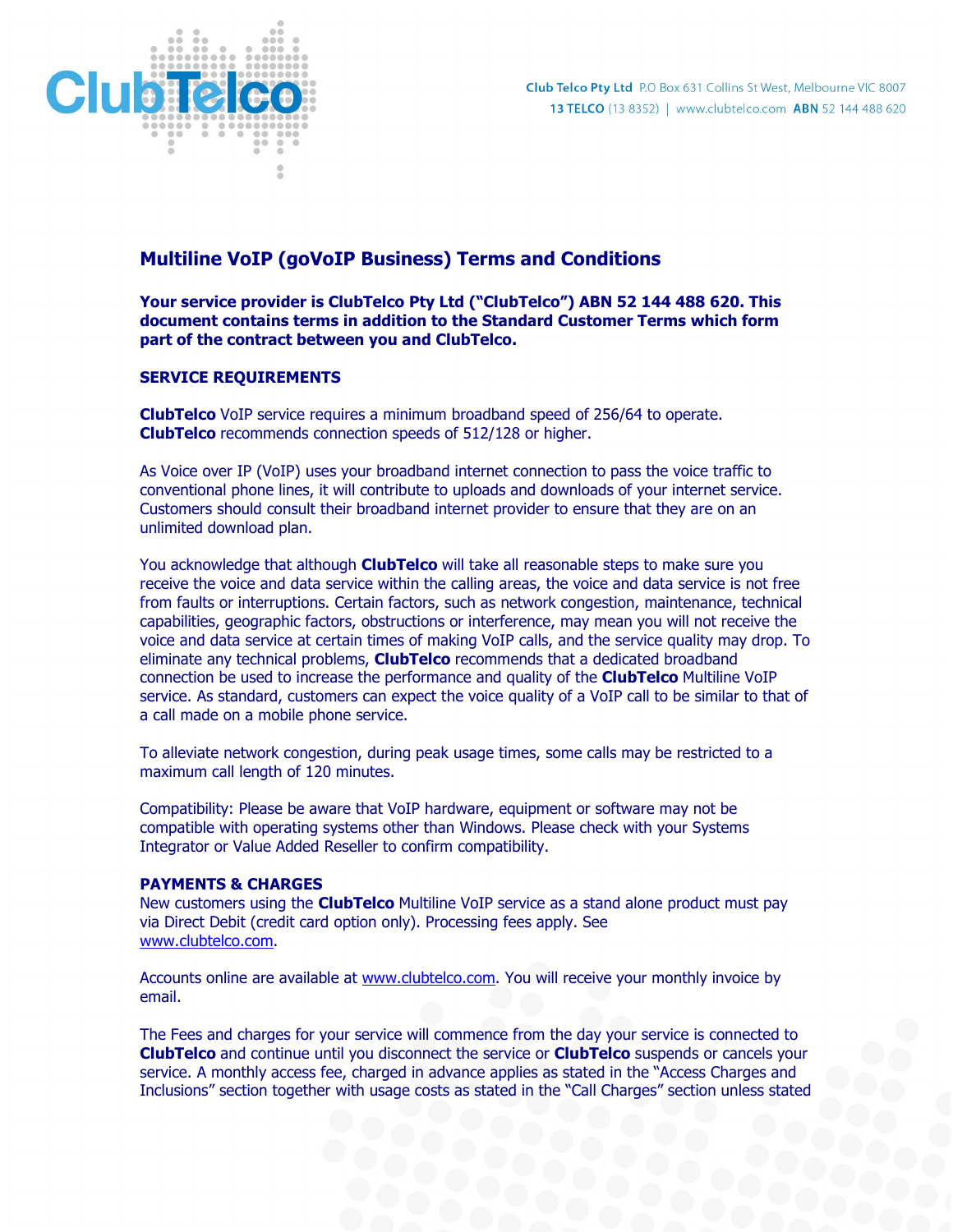ClubTelco Pty Ltd P.O Box 631 Collins St West, Melbourne VIC 8007
13 TELCO (13 8352) | www.clubtelco.com ABN 52 144 488 620

# Multiline VoIP (goVoIP Business) Terms and Conditions

**Your service provider is ClubTelco Pty Ltd ("ClubTelco") ABN 52 144 488 620. This document contains terms in addition to the Standard Customer Terms which form part of the contract between you and ClubTelco.**

## SERVICE REQUIREMENTS

**ClubTelco** VoIP service requires a minimum broadband speed of 256/64 to operate. **ClubTelco** recommends connection speeds of 512/128 or higher.

As Voice over IP (VoIP) uses your broadband internet connection to pass the voice traffic to conventional phone lines, it will contribute to uploads and downloads of your internet service. Customers should consult their broadband internet provider to ensure that they are on an unlimited download plan.

You acknowledge that although **ClubTelco** will take all reasonable steps to make sure you receive the voice and data service within the calling areas, the voice and data service is not free from faults or interruptions. Certain factors, such as network congestion, maintenance, technical capabilities, geographic factors, obstructions or interference, may mean you will not receive the voice and data service at certain times of making VoIP calls, and the service quality may drop. To eliminate any technical problems, **ClubTelco** recommends that a dedicated broadband connection be used to increase the performance and quality of the **ClubTelco** Multiline VoIP service. As standard, customers can expect the voice quality of a VoIP call to be similar to that of a call made on a mobile phone service.

To alleviate network congestion, during peak usage times, some calls may be restricted to a maximum call length of 120 minutes.

Compatibility: Please be aware that VoIP hardware, equipment or software may not be compatible with operating systems other than Windows. Please check with your Systems Integrator or Value Added Reseller to confirm compatibility.

## PAYMENTS & CHARGES

New customers using the **ClubTelco** Multiline VoIP service as a stand alone product must pay via Direct Debit (credit card option only). Processing fees apply. See www.clubtelco.com.

Accounts online are available at www.clubtelco.com. You will receive your monthly invoice by email.

The Fees and charges for your service will commence from the day your service is connected to **ClubTelco** and continue until you disconnect the service or **ClubTelco** suspends or cancels your service. A monthly access fee, charged in advance applies as stated in the "Access Charges and Inclusions" section together with usage costs as stated in the "Call Charges" section unless stated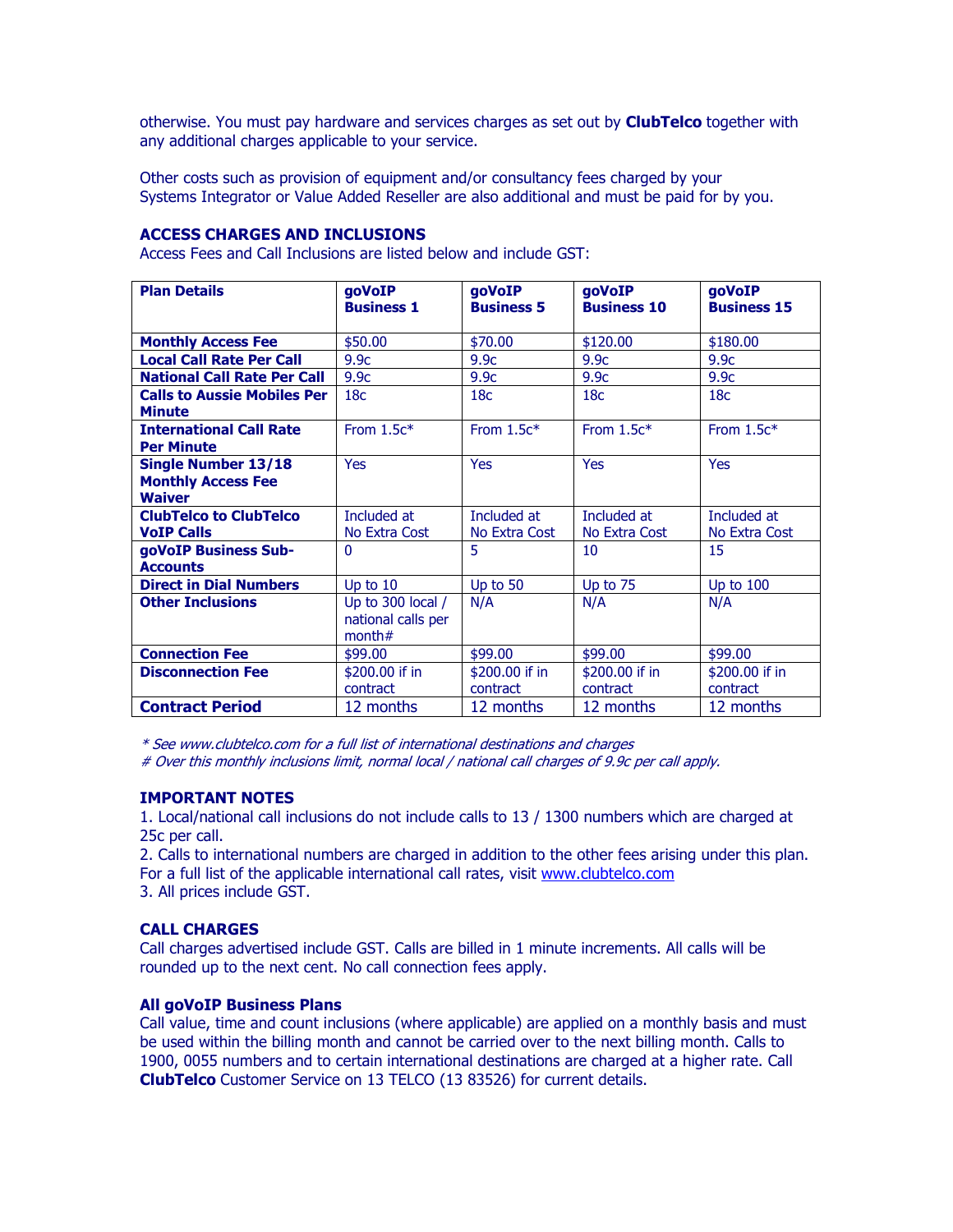otherwise. You must pay hardware and services charges as set out by **ClubTelco** together with any additional charges applicable to your service.

Other costs such as provision of equipment and/or consultancy fees charged by your Systems Integrator or Value Added Reseller are also additional and must be paid for by you.

### ACCESS CHARGES AND INCLUSIONS

Access Fees and Call Inclusions are listed below and include GST:

| **Plan Details** | **goVoIP Business 1** | **goVoIP Business 5** | **goVoIP Business 10** | **goVoIP Business 15** |
|---|---|---|---|---|
| **Monthly Access Fee** | $50.00 | $70.00 | $120.00 | $180.00 |
| **Local Call Rate Per Call** | 9.9c | 9.9c | 9.9c | 9.9c |
| **National Call Rate Per Call** | 9.9c | 9.9c | 9.9c | 9.9c |
| **Calls to Aussie Mobiles Per Minute** | 18c | 18c | 18c | 18c |
| **International Call Rate Per Minute** | From 1.5c* | From 1.5c* | From 1.5c* | From 1.5c* |
| **Single Number 13/18 Monthly Access Fee Waiver** | Yes | Yes | Yes | Yes |
| **ClubTelco to ClubTelco VoIP Calls** | Included at No Extra Cost | Included at No Extra Cost | Included at No Extra Cost | Included at No Extra Cost |
| **goVoIP Business Sub-Accounts** | 0 | 5 | 10 | 15 |
| **Direct in Dial Numbers** | Up to 10 | Up to 50 | Up to 75 | Up to 100 |
| **Other Inclusions** | Up to 300 local / national calls per month# | N/A | N/A | N/A |
| **Connection Fee** | $99.00 | $99.00 | $99.00 | $99.00 |
| **Disconnection Fee** | $200.00 if in contract | $200.00 if in contract | $200.00 if in contract | $200.00 if in contract |
| **Contract Period** | 12 months | 12 months | 12 months | 12 months |

*\* See www.clubtelco.com for a full list of international destinations and charges*
*# Over this monthly inclusions limit, normal local / national call charges of 9.9c per call apply.*

### IMPORTANT NOTES

1. Local/national call inclusions do not include calls to 13 / 1300 numbers which are charged at 25c per call.
2. Calls to international numbers are charged in addition to the other fees arising under this plan. For a full list of the applicable international call rates, visit www.clubtelco.com
3. All prices include GST.

### CALL CHARGES

Call charges advertised include GST. Calls are billed in 1 minute increments. All calls will be rounded up to the next cent. No call connection fees apply.

### All goVoIP Business Plans

Call value, time and count inclusions (where applicable) are applied on a monthly basis and must be used within the billing month and cannot be carried over to the next billing month. Calls to 1900, 0055 numbers and to certain international destinations are charged at a higher rate. Call **ClubTelco** Customer Service on 13 TELCO (13 83526) for current details.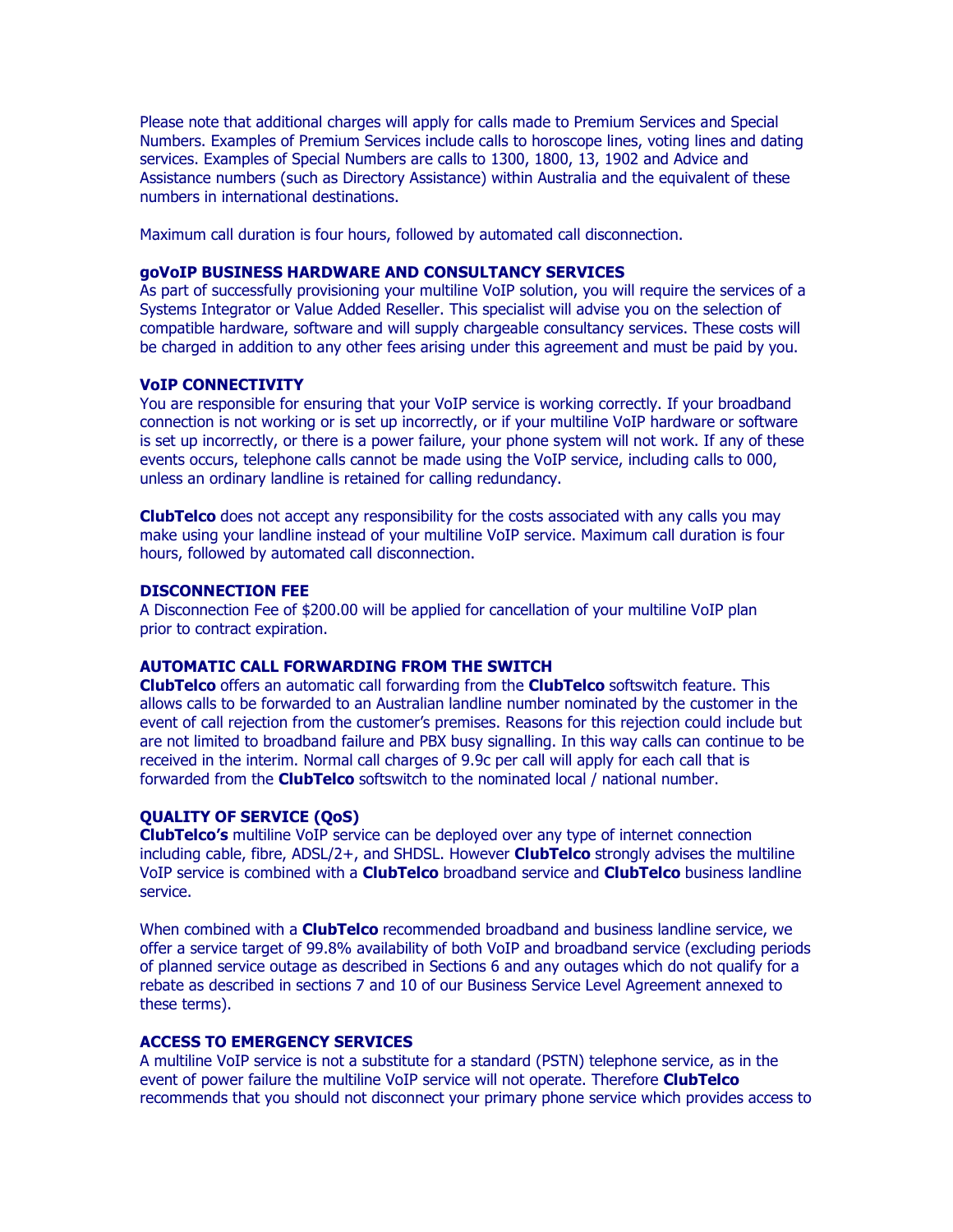Please note that additional charges will apply for calls made to Premium Services and Special Numbers. Examples of Premium Services include calls to horoscope lines, voting lines and dating services. Examples of Special Numbers are calls to 1300, 1800, 13, 1902 and Advice and Assistance numbers (such as Directory Assistance) within Australia and the equivalent of these numbers in international destinations.

Maximum call duration is four hours, followed by automated call disconnection.

**goVoIP BUSINESS HARDWARE AND CONSULTANCY SERVICES**

As part of successfully provisioning your multiline VoIP solution, you will require the services of a Systems Integrator or Value Added Reseller. This specialist will advise you on the selection of compatible hardware, software and will supply chargeable consultancy services. These costs will be charged in addition to any other fees arising under this agreement and must be paid by you.

**VoIP CONNECTIVITY**

You are responsible for ensuring that your VoIP service is working correctly. If your broadband connection is not working or is set up incorrectly, or if your multiline VoIP hardware or software is set up incorrectly, or there is a power failure, your phone system will not work. If any of these events occurs, telephone calls cannot be made using the VoIP service, including calls to 000, unless an ordinary landline is retained for calling redundancy.

**ClubTelco** does not accept any responsibility for the costs associated with any calls you may make using your landline instead of your multiline VoIP service. Maximum call duration is four hours, followed by automated call disconnection.

**DISCONNECTION FEE**

A Disconnection Fee of $200.00 will be applied for cancellation of your multiline VoIP plan prior to contract expiration.

**AUTOMATIC CALL FORWARDING FROM THE SWITCH**

**ClubTelco** offers an automatic call forwarding from the **ClubTelco** softswitch feature. This allows calls to be forwarded to an Australian landline number nominated by the customer in the event of call rejection from the customer's premises. Reasons for this rejection could include but are not limited to broadband failure and PBX busy signalling. In this way calls can continue to be received in the interim. Normal call charges of 9.9c per call will apply for each call that is forwarded from the **ClubTelco** softswitch to the nominated local / national number.

**QUALITY OF SERVICE (QoS)**

**ClubTelco's** multiline VoIP service can be deployed over any type of internet connection including cable, fibre, ADSL/2+, and SHDSL. However **ClubTelco** strongly advises the multiline VoIP service is combined with a **ClubTelco** broadband service and **ClubTelco** business landline service.

When combined with a **ClubTelco** recommended broadband and business landline service, we offer a service target of 99.8% availability of both VoIP and broadband service (excluding periods of planned service outage as described in Sections 6 and any outages which do not qualify for a rebate as described in sections 7 and 10 of our Business Service Level Agreement annexed to these terms).

**ACCESS TO EMERGENCY SERVICES**

A multiline VoIP service is not a substitute for a standard (PSTN) telephone service, as in the event of power failure the multiline VoIP service will not operate. Therefore **ClubTelco** recommends that you should not disconnect your primary phone service which provides access to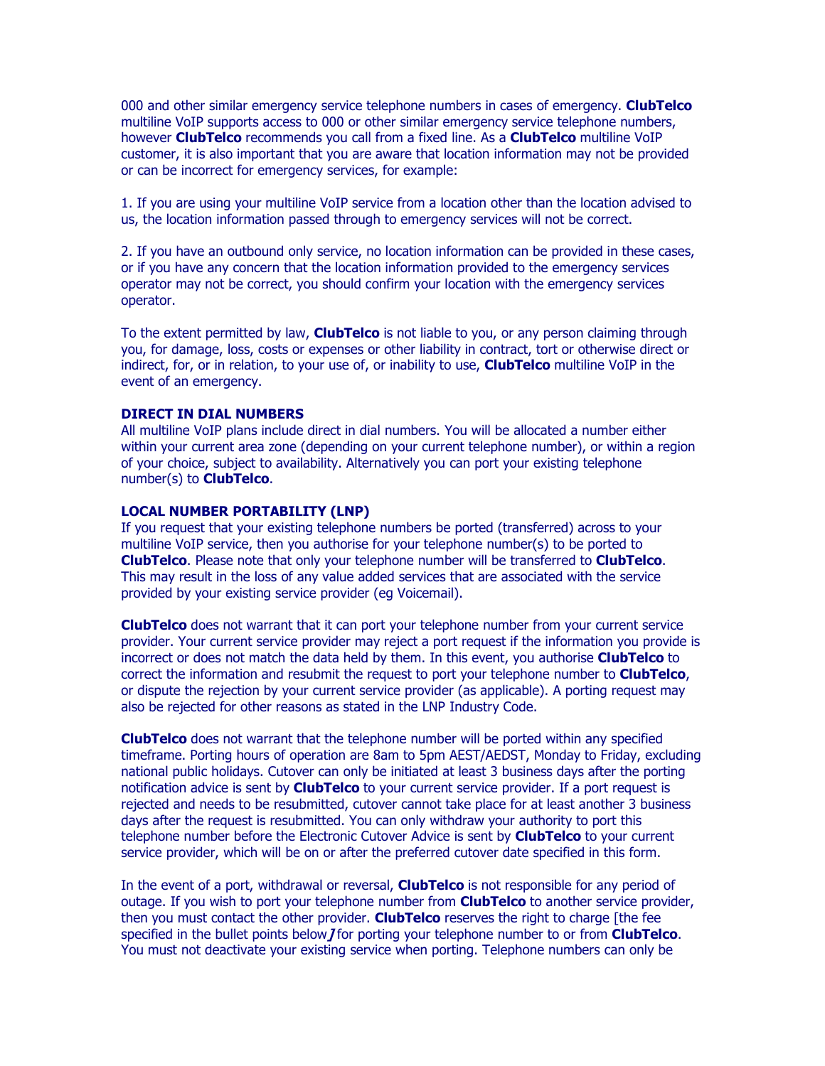000 and other similar emergency service telephone numbers in cases of emergency. **ClubTelco** multiline VoIP supports access to 000 or other similar emergency service telephone numbers, however **ClubTelco** recommends you call from a fixed line. As a **ClubTelco** multiline VoIP customer, it is also important that you are aware that location information may not be provided or can be incorrect for emergency services, for example:

1. If you are using your multiline VoIP service from a location other than the location advised to us, the location information passed through to emergency services will not be correct.

2. If you have an outbound only service, no location information can be provided in these cases, or if you have any concern that the location information provided to the emergency services operator may not be correct, you should confirm your location with the emergency services operator.

To the extent permitted by law, **ClubTelco** is not liable to you, or any person claiming through you, for damage, loss, costs or expenses or other liability in contract, tort or otherwise direct or indirect, for, or in relation, to your use of, or inability to use, **ClubTelco** multiline VoIP in the event of an emergency.

**DIRECT IN DIAL NUMBERS**

All multiline VoIP plans include direct in dial numbers. You will be allocated a number either within your current area zone (depending on your current telephone number), or within a region of your choice, subject to availability. Alternatively you can port your existing telephone number(s) to **ClubTelco**.

**LOCAL NUMBER PORTABILITY (LNP)**

If you request that your existing telephone numbers be ported (transferred) across to your multiline VoIP service, then you authorise for your telephone number(s) to be ported to **ClubTelco**. Please note that only your telephone number will be transferred to **ClubTelco**. This may result in the loss of any value added services that are associated with the service provided by your existing service provider (eg Voicemail).

**ClubTelco** does not warrant that it can port your telephone number from your current service provider. Your current service provider may reject a port request if the information you provide is incorrect or does not match the data held by them. In this event, you authorise **ClubTelco** to correct the information and resubmit the request to port your telephone number to **ClubTelco**, or dispute the rejection by your current service provider (as applicable). A porting request may also be rejected for other reasons as stated in the LNP Industry Code.

**ClubTelco** does not warrant that the telephone number will be ported within any specified timeframe. Porting hours of operation are 8am to 5pm AEST/AEDST, Monday to Friday, excluding national public holidays. Cutover can only be initiated at least 3 business days after the porting notification advice is sent by **ClubTelco** to your current service provider. If a port request is rejected and needs to be resubmitted, cutover cannot take place for at least another 3 business days after the request is resubmitted. You can only withdraw your authority to port this telephone number before the Electronic Cutover Advice is sent by **ClubTelco** to your current service provider, which will be on or after the preferred cutover date specified in this form.

In the event of a port, withdrawal or reversal, **ClubTelco** is not responsible for any period of outage. If you wish to port your telephone number from **ClubTelco** to another service provider, then you must contact the other provider. **ClubTelco** reserves the right to charge [the fee specified in the bullet points below***]*** for porting your telephone number to or from **ClubTelco**. You must not deactivate your existing service when porting. Telephone numbers can only be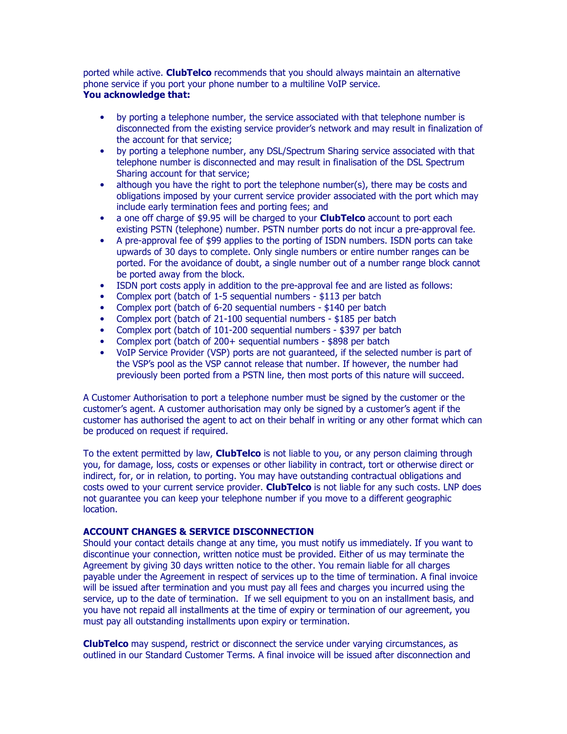ported while active. **ClubTelco** recommends that you should always maintain an alternative phone service if you port your phone number to a multiline VoIP service.

**You acknowledge that:**

- by porting a telephone number, the service associated with that telephone number is disconnected from the existing service provider's network and may result in finalization of the account for that service;
- by porting a telephone number, any DSL/Spectrum Sharing service associated with that telephone number is disconnected and may result in finalisation of the DSL Spectrum Sharing account for that service;
- although you have the right to port the telephone number(s), there may be costs and obligations imposed by your current service provider associated with the port which may include early termination fees and porting fees; and
- a one off charge of $9.95 will be charged to your **ClubTelco** account to port each existing PSTN (telephone) number. PSTN number ports do not incur a pre-approval fee.
- A pre-approval fee of $99 applies to the porting of ISDN numbers. ISDN ports can take upwards of 30 days to complete. Only single numbers or entire number ranges can be ported. For the avoidance of doubt, a single number out of a number range block cannot be ported away from the block.
- ISDN port costs apply in addition to the pre-approval fee and are listed as follows:
- Complex port (batch of 1-5 sequential numbers - $113 per batch
- Complex port (batch of 6-20 sequential numbers - $140 per batch
- Complex port (batch of 21-100 sequential numbers - $185 per batch
- Complex port (batch of 101-200 sequential numbers - $397 per batch
- Complex port (batch of 200+ sequential numbers - $898 per batch
- VoIP Service Provider (VSP) ports are not guaranteed, if the selected number is part of the VSP's pool as the VSP cannot release that number. If however, the number had previously been ported from a PSTN line, then most ports of this nature will succeed.

A Customer Authorisation to port a telephone number must be signed by the customer or the customer's agent. A customer authorisation may only be signed by a customer's agent if the customer has authorised the agent to act on their behalf in writing or any other format which can be produced on request if required.

To the extent permitted by law, **ClubTelco** is not liable to you, or any person claiming through you, for damage, loss, costs or expenses or other liability in contract, tort or otherwise direct or indirect, for, or in relation, to porting. You may have outstanding contractual obligations and costs owed to your current service provider. **ClubTelco** is not liable for any such costs. LNP does not guarantee you can keep your telephone number if you move to a different geographic location.

**ACCOUNT CHANGES & SERVICE DISCONNECTION**

Should your contact details change at any time, you must notify us immediately. If you want to discontinue your connection, written notice must be provided. Either of us may terminate the Agreement by giving 30 days written notice to the other. You remain liable for all charges payable under the Agreement in respect of services up to the time of termination. A final invoice will be issued after termination and you must pay all fees and charges you incurred using the service, up to the date of termination. If we sell equipment to you on an installment basis, and you have not repaid all installments at the time of expiry or termination of our agreement, you must pay all outstanding installments upon expiry or termination.

**ClubTelco** may suspend, restrict or disconnect the service under varying circumstances, as outlined in our Standard Customer Terms. A final invoice will be issued after disconnection and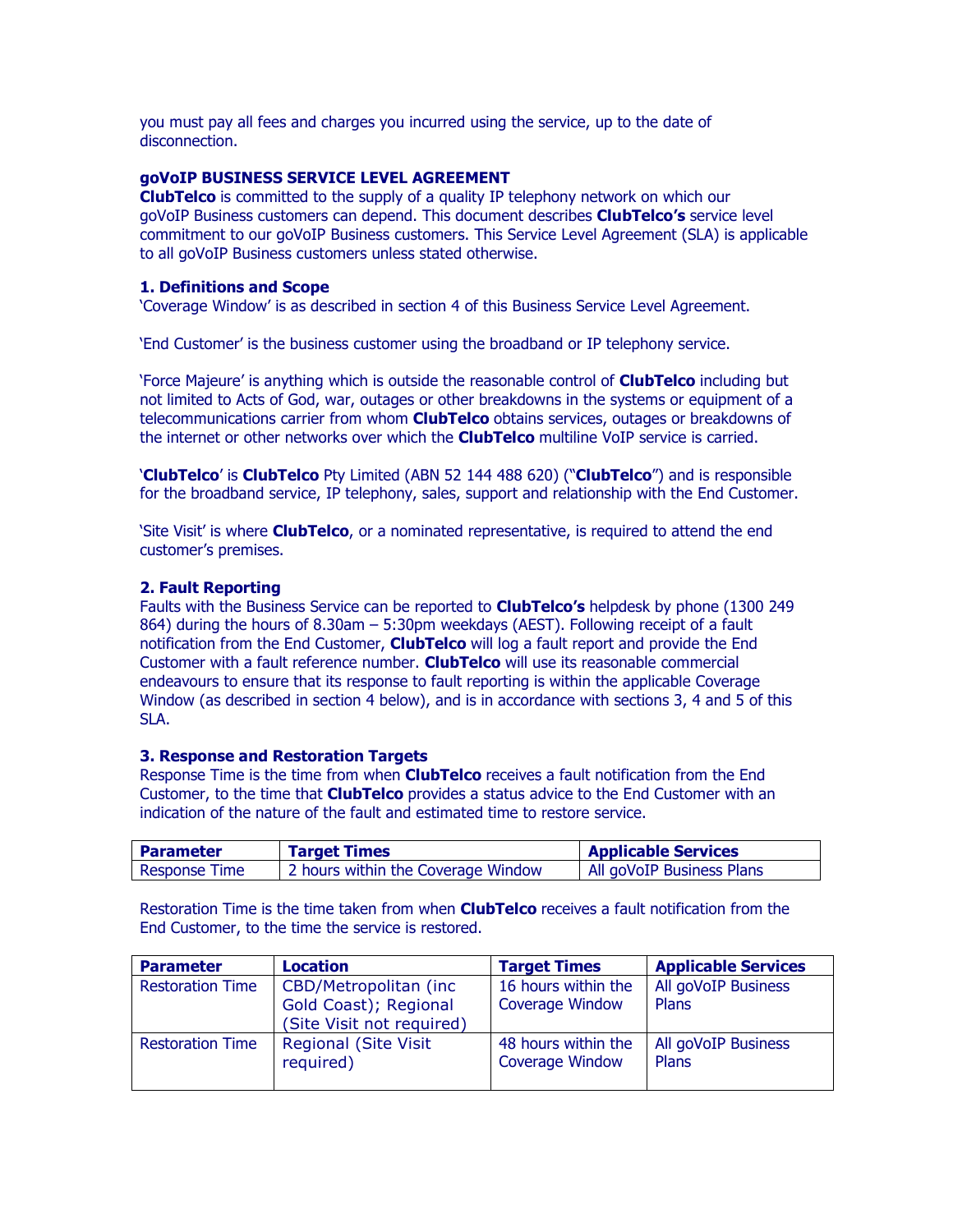you must pay all fees and charges you incurred using the service, up to the date of disconnection.

## goVoIP BUSINESS SERVICE LEVEL AGREEMENT

**ClubTelco** is committed to the supply of a quality IP telephony network on which our goVoIP Business customers can depend. This document describes **ClubTelco's** service level commitment to our goVoIP Business customers. This Service Level Agreement (SLA) is applicable to all goVoIP Business customers unless stated otherwise.

### 1. Definitions and Scope

'Coverage Window' is as described in section 4 of this Business Service Level Agreement.

'End Customer' is the business customer using the broadband or IP telephony service.

'Force Majeure' is anything which is outside the reasonable control of **ClubTelco** including but not limited to Acts of God, war, outages or other breakdowns in the systems or equipment of a telecommunications carrier from whom **ClubTelco** obtains services, outages or breakdowns of the internet or other networks over which the **ClubTelco** multiline VoIP service is carried.

'**ClubTelco**' is **ClubTelco** Pty Limited (ABN 52 144 488 620) ("**ClubTelco**") and is responsible for the broadband service, IP telephony, sales, support and relationship with the End Customer.

'Site Visit' is where **ClubTelco**, or a nominated representative, is required to attend the end customer's premises.

### 2. Fault Reporting

Faults with the Business Service can be reported to **ClubTelco's** helpdesk by phone (1300 249 864) during the hours of 8.30am – 5:30pm weekdays (AEST). Following receipt of a fault notification from the End Customer, **ClubTelco** will log a fault report and provide the End Customer with a fault reference number. **ClubTelco** will use its reasonable commercial endeavours to ensure that its response to fault reporting is within the applicable Coverage Window (as described in section 4 below), and is in accordance with sections 3, 4 and 5 of this SLA.

### 3. Response and Restoration Targets

Response Time is the time from when **ClubTelco** receives a fault notification from the End Customer, to the time that **ClubTelco** provides a status advice to the End Customer with an indication of the nature of the fault and estimated time to restore service.

| Parameter | Target Times | Applicable Services |
|---|---|---|
| Response Time | 2 hours within the Coverage Window | All goVoIP Business Plans |

Restoration Time is the time taken from when **ClubTelco** receives a fault notification from the End Customer, to the time the service is restored.

| Parameter | Location | Target Times | Applicable Services |
|---|---|---|---|
| Restoration Time | CBD/Metropolitan (inc Gold Coast); Regional (Site Visit not required) | 16 hours within the Coverage Window | All goVoIP Business Plans |
| Restoration Time | Regional (Site Visit required) | 48 hours within the Coverage Window | All goVoIP Business Plans |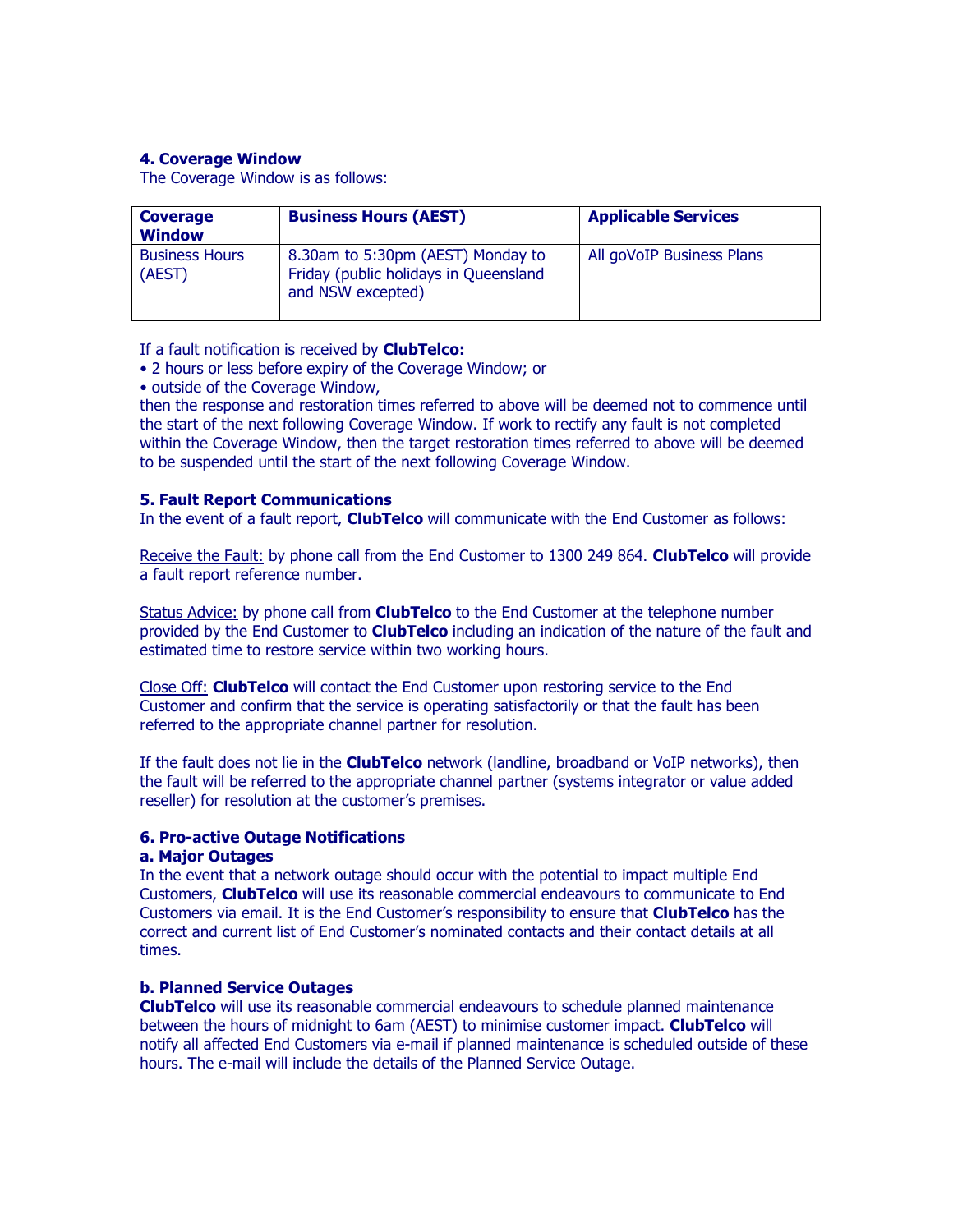### 4. Coverage Window

The Coverage Window is as follows:

| Coverage Window | Business Hours (AEST) | Applicable Services |
|---|---|---|
| Business Hours (AEST) | 8.30am to 5:30pm (AEST) Monday to Friday (public holidays in Queensland and NSW excepted) | All goVoIP Business Plans |

If a fault notification is received by **ClubTelco:**

- 2 hours or less before expiry of the Coverage Window; or
- outside of the Coverage Window,

then the response and restoration times referred to above will be deemed not to commence until the start of the next following Coverage Window. If work to rectify any fault is not completed within the Coverage Window, then the target restoration times referred to above will be deemed to be suspended until the start of the next following Coverage Window.

### 5. Fault Report Communications

In the event of a fault report, **ClubTelco** will communicate with the End Customer as follows:

Receive the Fault: by phone call from the End Customer to 1300 249 864. **ClubTelco** will provide a fault report reference number.

Status Advice: by phone call from **ClubTelco** to the End Customer at the telephone number provided by the End Customer to **ClubTelco** including an indication of the nature of the fault and estimated time to restore service within two working hours.

Close Off: **ClubTelco** will contact the End Customer upon restoring service to the End Customer and confirm that the service is operating satisfactorily or that the fault has been referred to the appropriate channel partner for resolution.

If the fault does not lie in the **ClubTelco** network (landline, broadband or VoIP networks), then the fault will be referred to the appropriate channel partner (systems integrator or value added reseller) for resolution at the customer's premises.

### 6. Pro-active Outage Notifications

#### a. Major Outages

In the event that a network outage should occur with the potential to impact multiple End Customers, **ClubTelco** will use its reasonable commercial endeavours to communicate to End Customers via email. It is the End Customer's responsibility to ensure that **ClubTelco** has the correct and current list of End Customer's nominated contacts and their contact details at all times.

#### b. Planned Service Outages

**ClubTelco** will use its reasonable commercial endeavours to schedule planned maintenance between the hours of midnight to 6am (AEST) to minimise customer impact. **ClubTelco** will notify all affected End Customers via e-mail if planned maintenance is scheduled outside of these hours. The e-mail will include the details of the Planned Service Outage.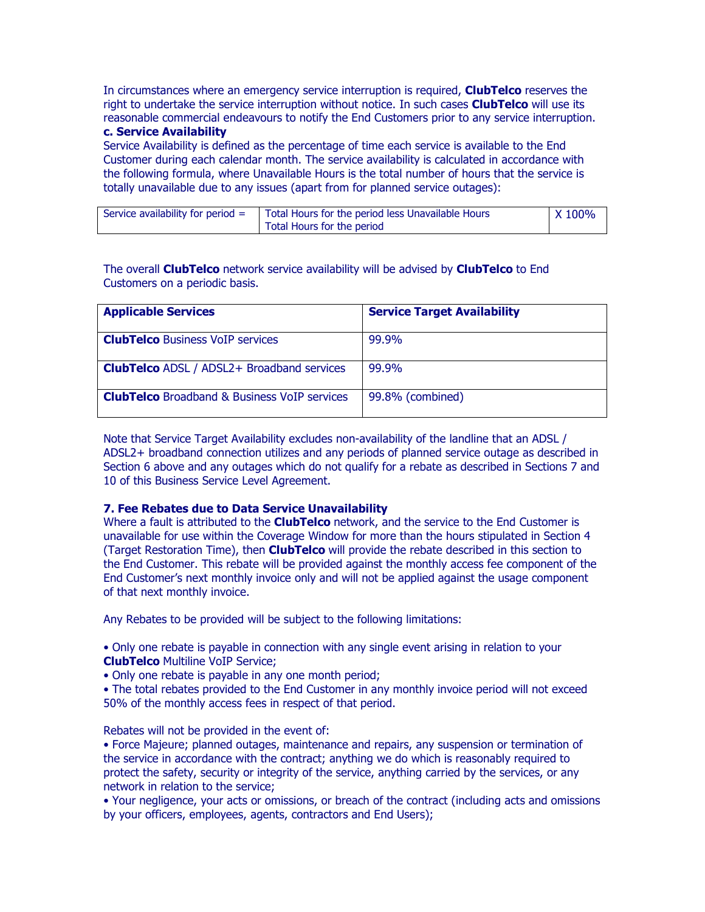In circumstances where an emergency service interruption is required, **ClubTelco** reserves the right to undertake the service interruption without notice. In such cases **ClubTelco** will use its reasonable commercial endeavours to notify the End Customers prior to any service interruption.

### c. Service Availability

Service Availability is defined as the percentage of time each service is available to the End Customer during each calendar month. The service availability is calculated in accordance with the following formula, where Unavailable Hours is the total number of hours that the service is totally unavailable due to any issues (apart from for planned service outages):

| Service availability for period = | Total Hours for the period less Unavailable Hours<br>Total Hours for the period | X 100% |
|---|---|---|

The overall **ClubTelco** network service availability will be advised by **ClubTelco** to End Customers on a periodic basis.

| **Applicable Services** | **Service Target Availability** |
|---|---|
| **ClubTelco** Business VoIP services | 99.9% |
| **ClubTelco** ADSL / ADSL2+ Broadband services | 99.9% |
| **ClubTelco** Broadband & Business VoIP services | 99.8% (combined) |

Note that Service Target Availability excludes non-availability of the landline that an ADSL / ADSL2+ broadband connection utilizes and any periods of planned service outage as described in Section 6 above and any outages which do not qualify for a rebate as described in Sections 7 and 10 of this Business Service Level Agreement.

## 7. Fee Rebates due to Data Service Unavailability

Where a fault is attributed to the **ClubTelco** network, and the service to the End Customer is unavailable for use within the Coverage Window for more than the hours stipulated in Section 4 (Target Restoration Time), then **ClubTelco** will provide the rebate described in this section to the End Customer. This rebate will be provided against the monthly access fee component of the End Customer's next monthly invoice only and will not be applied against the usage component of that next monthly invoice.

Any Rebates to be provided will be subject to the following limitations:

- Only one rebate is payable in connection with any single event arising in relation to your **ClubTelco** Multiline VoIP Service;
- Only one rebate is payable in any one month period;
- The total rebates provided to the End Customer in any monthly invoice period will not exceed 50% of the monthly access fees in respect of that period.

Rebates will not be provided in the event of:

- Force Majeure; planned outages, maintenance and repairs, any suspension or termination of the service in accordance with the contract; anything we do which is reasonably required to protect the safety, security or integrity of the service, anything carried by the services, or any network in relation to the service;
- Your negligence, your acts or omissions, or breach of the contract (including acts and omissions by your officers, employees, agents, contractors and End Users);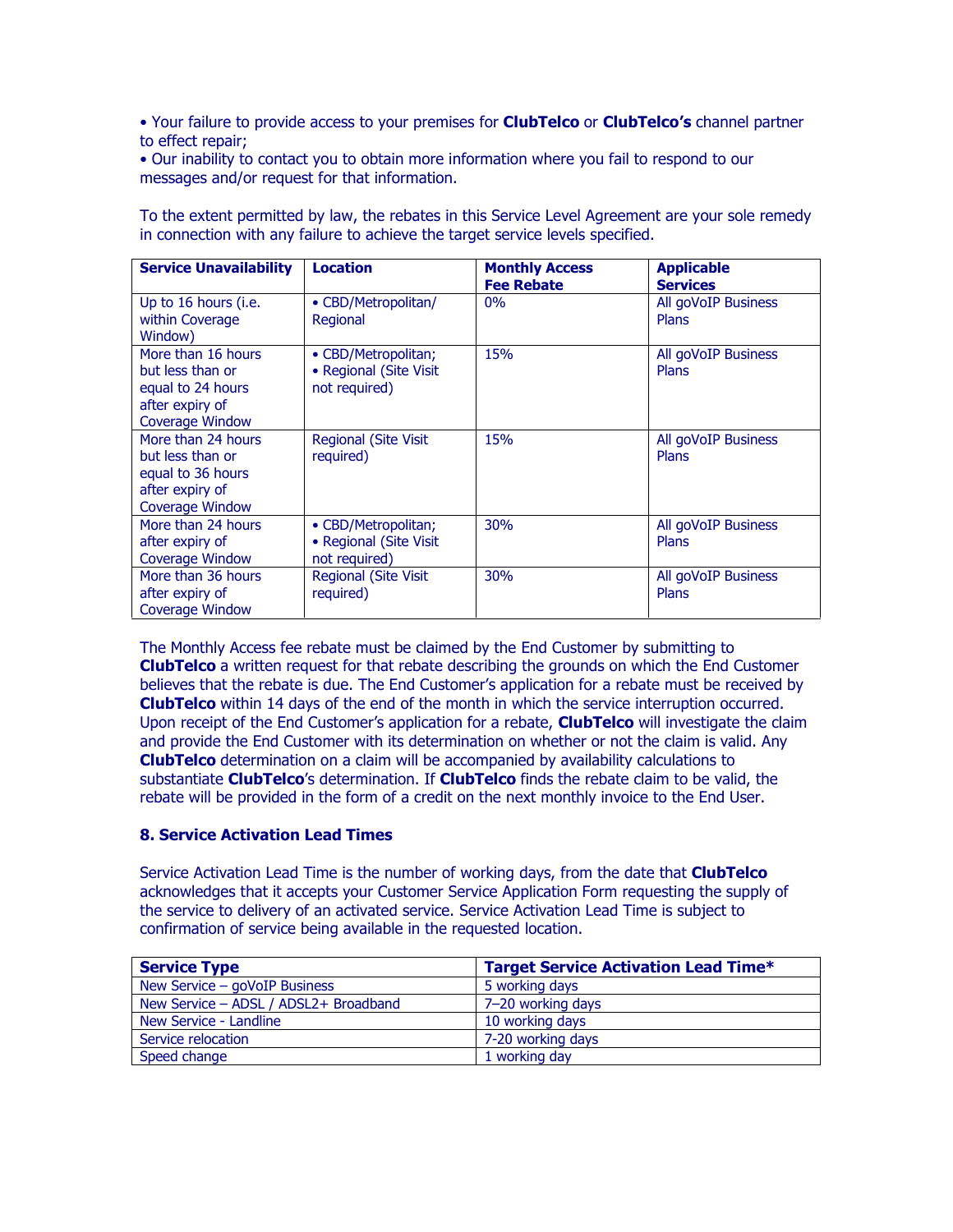• Your failure to provide access to your premises for **ClubTelco** or **ClubTelco's** channel partner to effect repair;
• Our inability to contact you to obtain more information where you fail to respond to our messages and/or request for that information.

To the extent permitted by law, the rebates in this Service Level Agreement are your sole remedy in connection with any failure to achieve the target service levels specified.

| **Service Unavailability** | **Location** | **Monthly Access Fee Rebate** | **Applicable Services** |
|---|---|---|---|
| Up to 16 hours (i.e. within Coverage Window) | • CBD/Metropolitan/ Regional | 0% | All goVoIP Business Plans |
| More than 16 hours but less than or equal to 24 hours after expiry of Coverage Window | • CBD/Metropolitan; • Regional (Site Visit not required) | 15% | All goVoIP Business Plans |
| More than 24 hours but less than or equal to 36 hours after expiry of Coverage Window | Regional (Site Visit required) | 15% | All goVoIP Business Plans |
| More than 24 hours after expiry of Coverage Window | • CBD/Metropolitan; • Regional (Site Visit not required) | 30% | All goVoIP Business Plans |
| More than 36 hours after expiry of Coverage Window | Regional (Site Visit required) | 30% | All goVoIP Business Plans |

The Monthly Access fee rebate must be claimed by the End Customer by submitting to **ClubTelco** a written request for that rebate describing the grounds on which the End Customer believes that the rebate is due. The End Customer's application for a rebate must be received by **ClubTelco** within 14 days of the end of the month in which the service interruption occurred. Upon receipt of the End Customer's application for a rebate, **ClubTelco** will investigate the claim and provide the End Customer with its determination on whether or not the claim is valid. Any **ClubTelco** determination on a claim will be accompanied by availability calculations to substantiate **ClubTelco**'s determination. If **ClubTelco** finds the rebate claim to be valid, the rebate will be provided in the form of a credit on the next monthly invoice to the End User.

### 8. Service Activation Lead Times

Service Activation Lead Time is the number of working days, from the date that **ClubTelco** acknowledges that it accepts your Customer Service Application Form requesting the supply of the service to delivery of an activated service. Service Activation Lead Time is subject to confirmation of service being available in the requested location.

| **Service Type** | **Target Service Activation Lead Time*** |
|---|---|
| New Service – goVoIP Business | 5 working days |
| New Service – ADSL / ADSL2+ Broadband | 7–20 working days |
| New Service - Landline | 10 working days |
| Service relocation | 7-20 working days |
| Speed change | 1 working day |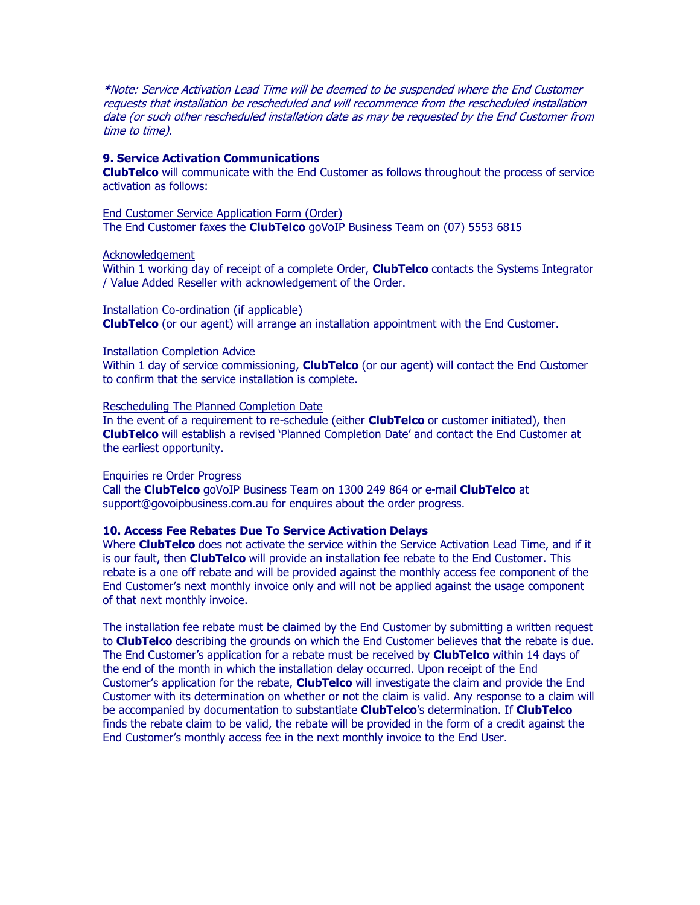*\*Note: Service Activation Lead Time will be deemed to be suspended where the End Customer requests that installation be rescheduled and will recommence from the rescheduled installation date (or such other rescheduled installation date as may be requested by the End Customer from time to time).*

### 9. Service Activation Communications

**ClubTelco** will communicate with the End Customer as follows throughout the process of service activation as follows:

End Customer Service Application Form (Order)
The End Customer faxes the **ClubTelco** goVoIP Business Team on (07) 5553 6815

Acknowledgement
Within 1 working day of receipt of a complete Order, **ClubTelco** contacts the Systems Integrator / Value Added Reseller with acknowledgement of the Order.

Installation Co-ordination (if applicable)
**ClubTelco** (or our agent) will arrange an installation appointment with the End Customer.

Installation Completion Advice
Within 1 day of service commissioning, **ClubTelco** (or our agent) will contact the End Customer to confirm that the service installation is complete.

Rescheduling The Planned Completion Date
In the event of a requirement to re-schedule (either **ClubTelco** or customer initiated), then **ClubTelco** will establish a revised 'Planned Completion Date' and contact the End Customer at the earliest opportunity.

Enquiries re Order Progress
Call the **ClubTelco** goVoIP Business Team on 1300 249 864 or e-mail **ClubTelco** at support@govoipbusiness.com.au for enquires about the order progress.

### 10. Access Fee Rebates Due To Service Activation Delays

Where **ClubTelco** does not activate the service within the Service Activation Lead Time, and if it is our fault, then **ClubTelco** will provide an installation fee rebate to the End Customer. This rebate is a one off rebate and will be provided against the monthly access fee component of the End Customer's next monthly invoice only and will not be applied against the usage component of that next monthly invoice.

The installation fee rebate must be claimed by the End Customer by submitting a written request to **ClubTelco** describing the grounds on which the End Customer believes that the rebate is due. The End Customer's application for a rebate must be received by **ClubTelco** within 14 days of the end of the month in which the installation delay occurred. Upon receipt of the End Customer's application for the rebate, **ClubTelco** will investigate the claim and provide the End Customer with its determination on whether or not the claim is valid. Any response to a claim will be accompanied by documentation to substantiate **ClubTelco**'s determination. If **ClubTelco** finds the rebate claim to be valid, the rebate will be provided in the form of a credit against the End Customer's monthly access fee in the next monthly invoice to the End User.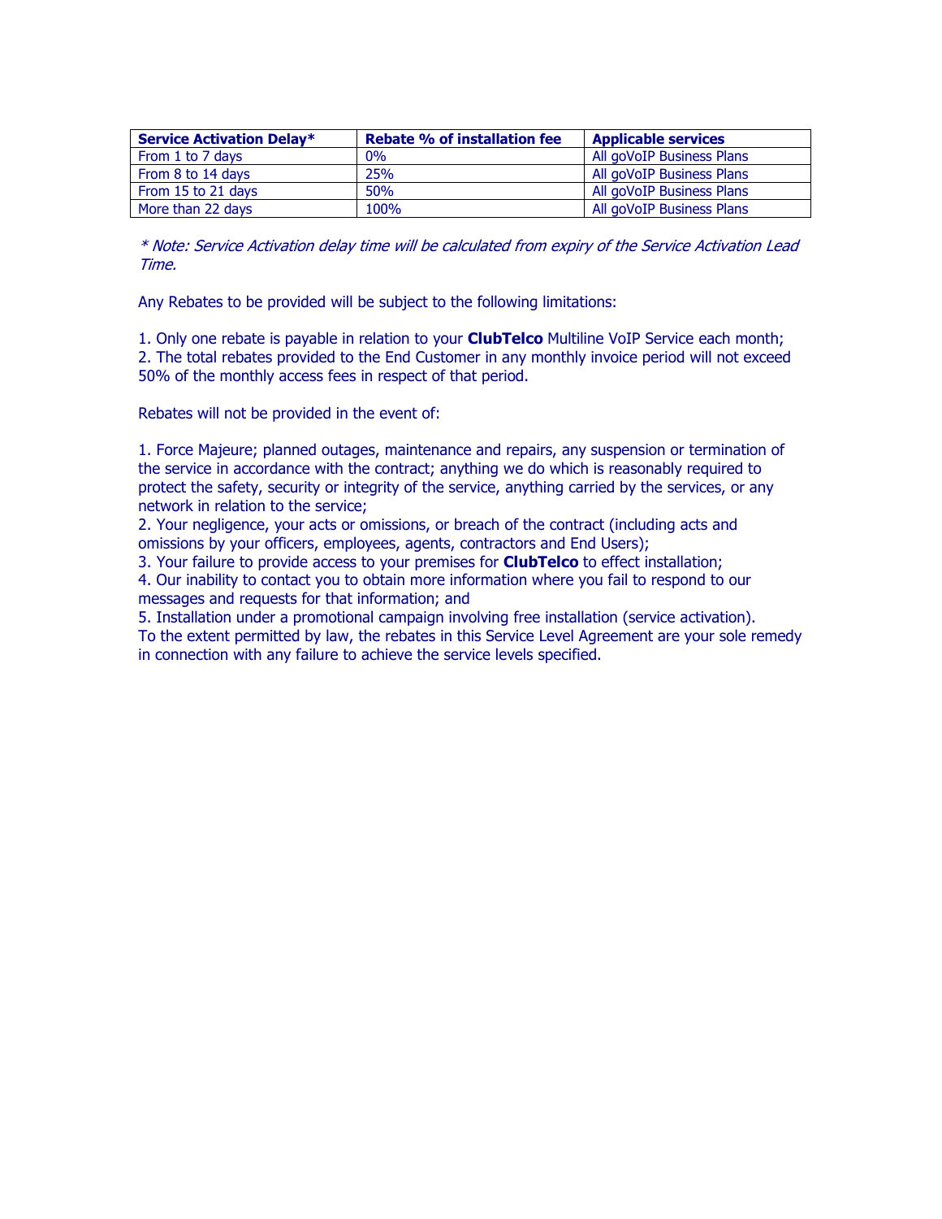| Service Activation Delay* | Rebate % of installation fee | Applicable services |
|---|---|---|
| From 1 to 7 days | 0% | All goVoIP Business Plans |
| From 8 to 14 days | 25% | All goVoIP Business Plans |
| From 15 to 21 days | 50% | All goVoIP Business Plans |
| More than 22 days | 100% | All goVoIP Business Plans |

*\* Note: Service Activation delay time will be calculated from expiry of the Service Activation Lead Time.*

Any Rebates to be provided will be subject to the following limitations:

1. Only one rebate is payable in relation to your **ClubTelco** Multiline VoIP Service each month;
2. The total rebates provided to the End Customer in any monthly invoice period will not exceed 50% of the monthly access fees in respect of that period.

Rebates will not be provided in the event of:

1. Force Majeure; planned outages, maintenance and repairs, any suspension or termination of the service in accordance with the contract; anything we do which is reasonably required to protect the safety, security or integrity of the service, anything carried by the services, or any network in relation to the service;
2. Your negligence, your acts or omissions, or breach of the contract (including acts and omissions by your officers, employees, agents, contractors and End Users);
3. Your failure to provide access to your premises for **ClubTelco** to effect installation;
4. Our inability to contact you to obtain more information where you fail to respond to our messages and requests for that information; and
5. Installation under a promotional campaign involving free installation (service activation).

To the extent permitted by law, the rebates in this Service Level Agreement are your sole remedy in connection with any failure to achieve the service levels specified.